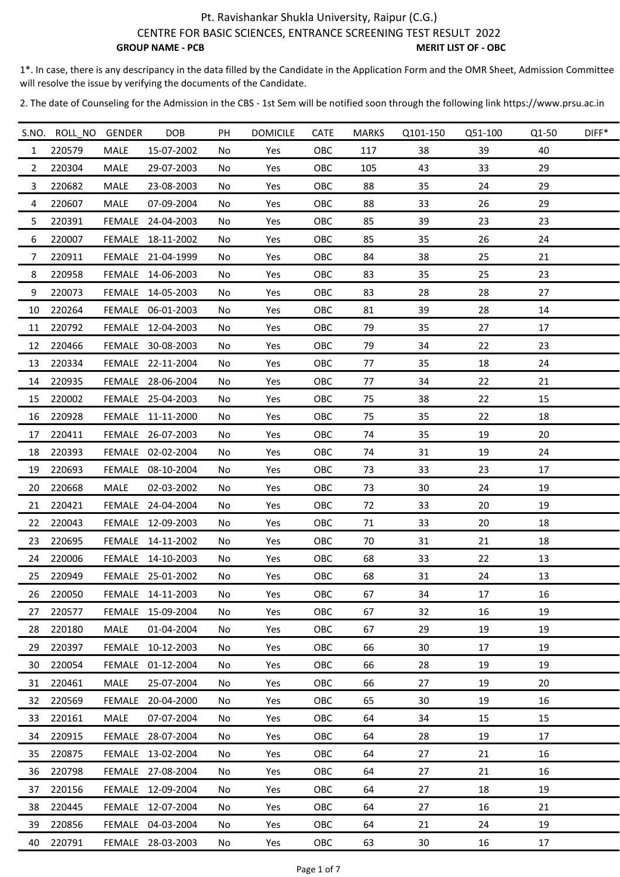# Pt. Ravishankar Shukla University, Raipur (C.G.)

## CENTRE FOR BASIC SCIENCES, ENTRANCE SCREENING TEST RESULT 2022

**GROUP NAME - PCB** **MERIT LIST OF - OBC**

1*. In case, there is any descripancy in the data filled by the Candidate in the Application Form and the OMR Sheet, Admission Committee will resolve the issue by verifying the documents of the Candidate.

2. The date of Counseling for the Admission in the CBS - 1st Sem will be notified soon through the following link https://www.prsu.ac.in

| S.NO. | ROLL_NO | GENDER | DOB | PH | DOMICILE | CATE | MARKS | Q101-150 | Q51-100 | Q1-50 | DIFF* |
|---|---|---|---|---|---|---|---|---|---|---|---|
| 1 | 220579 | MALE | 15-07-2002 | No | Yes | OBC | 117 | 38 | 39 | 40 | |
| 2 | 220304 | MALE | 29-07-2003 | No | Yes | OBC | 105 | 43 | 33 | 29 | |
| 3 | 220682 | MALE | 23-08-2003 | No | Yes | OBC | 88 | 35 | 24 | 29 | |
| 4 | 220607 | MALE | 07-09-2004 | No | Yes | OBC | 88 | 33 | 26 | 29 | |
| 5 | 220391 | FEMALE | 24-04-2003 | No | Yes | OBC | 85 | 39 | 23 | 23 | |
| 6 | 220007 | FEMALE | 18-11-2002 | No | Yes | OBC | 85 | 35 | 26 | 24 | |
| 7 | 220911 | FEMALE | 21-04-1999 | No | Yes | OBC | 84 | 38 | 25 | 21 | |
| 8 | 220958 | FEMALE | 14-06-2003 | No | Yes | OBC | 83 | 35 | 25 | 23 | |
| 9 | 220073 | FEMALE | 14-05-2003 | No | Yes | OBC | 83 | 28 | 28 | 27 | |
| 10 | 220264 | FEMALE | 06-01-2003 | No | Yes | OBC | 81 | 39 | 28 | 14 | |
| 11 | 220792 | FEMALE | 12-04-2003 | No | Yes | OBC | 79 | 35 | 27 | 17 | |
| 12 | 220466 | FEMALE | 30-08-2003 | No | Yes | OBC | 79 | 34 | 22 | 23 | |
| 13 | 220334 | FEMALE | 22-11-2004 | No | Yes | OBC | 77 | 35 | 18 | 24 | |
| 14 | 220935 | FEMALE | 28-06-2004 | No | Yes | OBC | 77 | 34 | 22 | 21 | |
| 15 | 220002 | FEMALE | 25-04-2003 | No | Yes | OBC | 75 | 38 | 22 | 15 | |
| 16 | 220928 | FEMALE | 11-11-2000 | No | Yes | OBC | 75 | 35 | 22 | 18 | |
| 17 | 220411 | FEMALE | 26-07-2003 | No | Yes | OBC | 74 | 35 | 19 | 20 | |
| 18 | 220393 | FEMALE | 02-02-2004 | No | Yes | OBC | 74 | 31 | 19 | 24 | |
| 19 | 220693 | FEMALE | 08-10-2004 | No | Yes | OBC | 73 | 33 | 23 | 17 | |
| 20 | 220668 | MALE | 02-03-2002 | No | Yes | OBC | 73 | 30 | 24 | 19 | |
| 21 | 220421 | FEMALE | 24-04-2004 | No | Yes | OBC | 72 | 33 | 20 | 19 | |
| 22 | 220043 | FEMALE | 12-09-2003 | No | Yes | OBC | 71 | 33 | 20 | 18 | |
| 23 | 220695 | FEMALE | 14-11-2002 | No | Yes | OBC | 70 | 31 | 21 | 18 | |
| 24 | 220006 | FEMALE | 14-10-2003 | No | Yes | OBC | 68 | 33 | 22 | 13 | |
| 25 | 220949 | FEMALE | 25-01-2002 | No | Yes | OBC | 68 | 31 | 24 | 13 | |
| 26 | 220050 | FEMALE | 14-11-2003 | No | Yes | OBC | 67 | 34 | 17 | 16 | |
| 27 | 220577 | FEMALE | 15-09-2004 | No | Yes | OBC | 67 | 32 | 16 | 19 | |
| 28 | 220180 | MALE | 01-04-2004 | No | Yes | OBC | 67 | 29 | 19 | 19 | |
| 29 | 220397 | FEMALE | 10-12-2003 | No | Yes | OBC | 66 | 30 | 17 | 19 | |
| 30 | 220054 | FEMALE | 01-12-2004 | No | Yes | OBC | 66 | 28 | 19 | 19 | |
| 31 | 220461 | MALE | 25-07-2004 | No | Yes | OBC | 66 | 27 | 19 | 20 | |
| 32 | 220569 | FEMALE | 20-04-2000 | No | Yes | OBC | 65 | 30 | 19 | 16 | |
| 33 | 220161 | MALE | 07-07-2004 | No | Yes | OBC | 64 | 34 | 15 | 15 | |
| 34 | 220915 | FEMALE | 28-07-2004 | No | Yes | OBC | 64 | 28 | 19 | 17 | |
| 35 | 220875 | FEMALE | 13-02-2004 | No | Yes | OBC | 64 | 27 | 21 | 16 | |
| 36 | 220798 | FEMALE | 27-08-2004 | No | Yes | OBC | 64 | 27 | 21 | 16 | |
| 37 | 220156 | FEMALE | 12-09-2004 | No | Yes | OBC | 64 | 27 | 18 | 19 | |
| 38 | 220445 | FEMALE | 12-07-2004 | No | Yes | OBC | 64 | 27 | 16 | 21 | |
| 39 | 220856 | FEMALE | 04-03-2004 | No | Yes | OBC | 64 | 21 | 24 | 19 | |
| 40 | 220791 | FEMALE | 28-03-2003 | No | Yes | OBC | 63 | 30 | 16 | 17 | |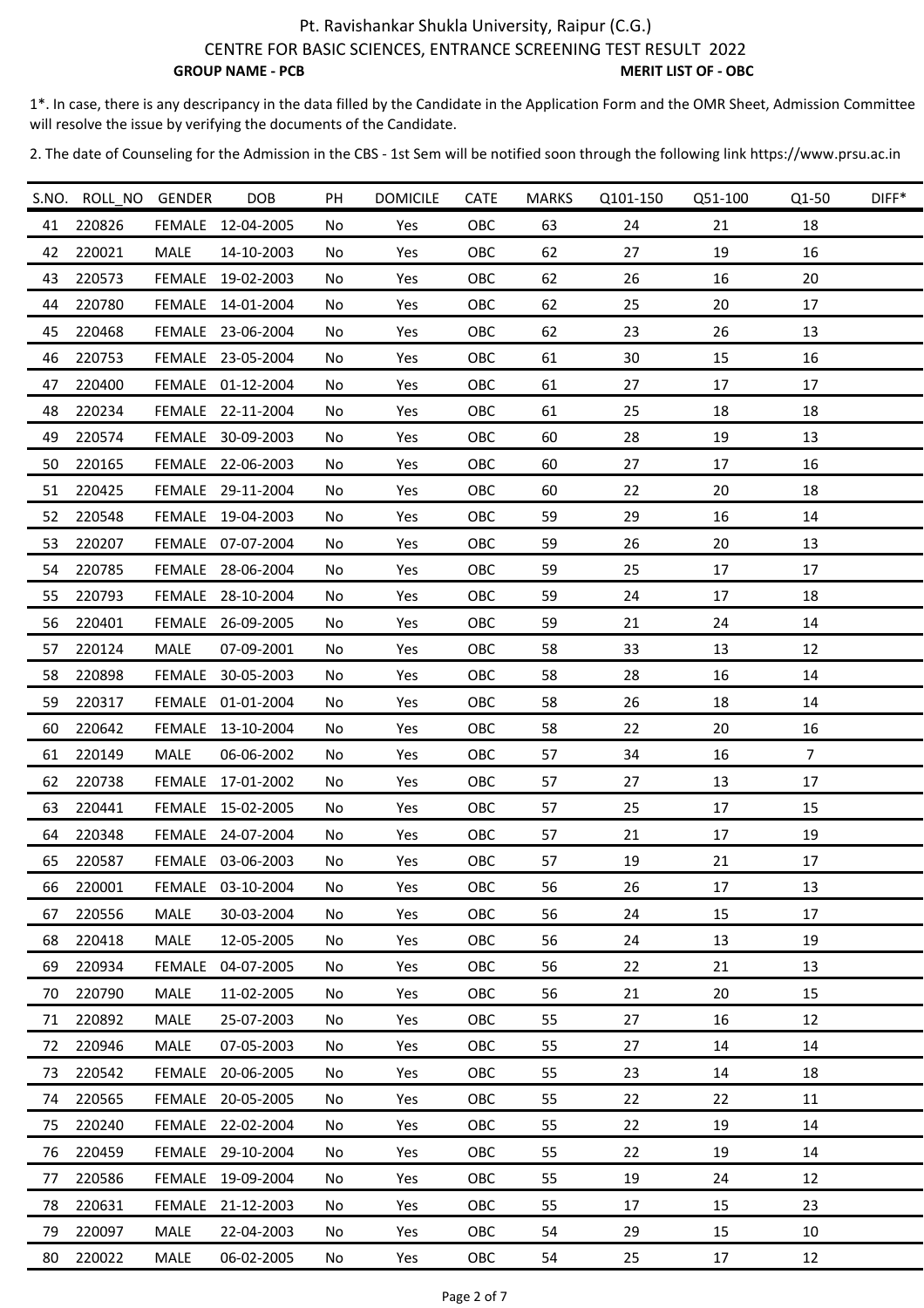Pt. Ravishankar Shukla University, Raipur (C.G.)

CENTRE FOR BASIC SCIENCES, ENTRANCE SCREENING TEST RESULT 2022

**GROUP NAME - PCB** **MERIT LIST OF - OBC**

1*. In case, there is any descripancy in the data filled by the Candidate in the Application Form and the OMR Sheet, Admission Committee will resolve the issue by verifying the documents of the Candidate.

2. The date of Counseling for the Admission in the CBS - 1st Sem will be notified soon through the following link https://www.prsu.ac.in

| S.NO. | ROLL_NO | GENDER | DOB | PH | DOMICILE | CATE | MARKS | Q101-150 | Q51-100 | Q1-50 | DIFF* |
|---|---|---|---|---|---|---|---|---|---|---|---|
| 41 | 220826 | FEMALE | 12-04-2005 | No | Yes | OBC | 63 | 24 | 21 | 18 | |
| 42 | 220021 | MALE | 14-10-2003 | No | Yes | OBC | 62 | 27 | 19 | 16 | |
| 43 | 220573 | FEMALE | 19-02-2003 | No | Yes | OBC | 62 | 26 | 16 | 20 | |
| 44 | 220780 | FEMALE | 14-01-2004 | No | Yes | OBC | 62 | 25 | 20 | 17 | |
| 45 | 220468 | FEMALE | 23-06-2004 | No | Yes | OBC | 62 | 23 | 26 | 13 | |
| 46 | 220753 | FEMALE | 23-05-2004 | No | Yes | OBC | 61 | 30 | 15 | 16 | |
| 47 | 220400 | FEMALE | 01-12-2004 | No | Yes | OBC | 61 | 27 | 17 | 17 | |
| 48 | 220234 | FEMALE | 22-11-2004 | No | Yes | OBC | 61 | 25 | 18 | 18 | |
| 49 | 220574 | FEMALE | 30-09-2003 | No | Yes | OBC | 60 | 28 | 19 | 13 | |
| 50 | 220165 | FEMALE | 22-06-2003 | No | Yes | OBC | 60 | 27 | 17 | 16 | |
| 51 | 220425 | FEMALE | 29-11-2004 | No | Yes | OBC | 60 | 22 | 20 | 18 | |
| 52 | 220548 | FEMALE | 19-04-2003 | No | Yes | OBC | 59 | 29 | 16 | 14 | |
| 53 | 220207 | FEMALE | 07-07-2004 | No | Yes | OBC | 59 | 26 | 20 | 13 | |
| 54 | 220785 | FEMALE | 28-06-2004 | No | Yes | OBC | 59 | 25 | 17 | 17 | |
| 55 | 220793 | FEMALE | 28-10-2004 | No | Yes | OBC | 59 | 24 | 17 | 18 | |
| 56 | 220401 | FEMALE | 26-09-2005 | No | Yes | OBC | 59 | 21 | 24 | 14 | |
| 57 | 220124 | MALE | 07-09-2001 | No | Yes | OBC | 58 | 33 | 13 | 12 | |
| 58 | 220898 | FEMALE | 30-05-2003 | No | Yes | OBC | 58 | 28 | 16 | 14 | |
| 59 | 220317 | FEMALE | 01-01-2004 | No | Yes | OBC | 58 | 26 | 18 | 14 | |
| 60 | 220642 | FEMALE | 13-10-2004 | No | Yes | OBC | 58 | 22 | 20 | 16 | |
| 61 | 220149 | MALE | 06-06-2002 | No | Yes | OBC | 57 | 34 | 16 | 7 | |
| 62 | 220738 | FEMALE | 17-01-2002 | No | Yes | OBC | 57 | 27 | 13 | 17 | |
| 63 | 220441 | FEMALE | 15-02-2005 | No | Yes | OBC | 57 | 25 | 17 | 15 | |
| 64 | 220348 | FEMALE | 24-07-2004 | No | Yes | OBC | 57 | 21 | 17 | 19 | |
| 65 | 220587 | FEMALE | 03-06-2003 | No | Yes | OBC | 57 | 19 | 21 | 17 | |
| 66 | 220001 | FEMALE | 03-10-2004 | No | Yes | OBC | 56 | 26 | 17 | 13 | |
| 67 | 220556 | MALE | 30-03-2004 | No | Yes | OBC | 56 | 24 | 15 | 17 | |
| 68 | 220418 | MALE | 12-05-2005 | No | Yes | OBC | 56 | 24 | 13 | 19 | |
| 69 | 220934 | FEMALE | 04-07-2005 | No | Yes | OBC | 56 | 22 | 21 | 13 | |
| 70 | 220790 | MALE | 11-02-2005 | No | Yes | OBC | 56 | 21 | 20 | 15 | |
| 71 | 220892 | MALE | 25-07-2003 | No | Yes | OBC | 55 | 27 | 16 | 12 | |
| 72 | 220946 | MALE | 07-05-2003 | No | Yes | OBC | 55 | 27 | 14 | 14 | |
| 73 | 220542 | FEMALE | 20-06-2005 | No | Yes | OBC | 55 | 23 | 14 | 18 | |
| 74 | 220565 | FEMALE | 20-05-2005 | No | Yes | OBC | 55 | 22 | 22 | 11 | |
| 75 | 220240 | FEMALE | 22-02-2004 | No | Yes | OBC | 55 | 22 | 19 | 14 | |
| 76 | 220459 | FEMALE | 29-10-2004 | No | Yes | OBC | 55 | 22 | 19 | 14 | |
| 77 | 220586 | FEMALE | 19-09-2004 | No | Yes | OBC | 55 | 19 | 24 | 12 | |
| 78 | 220631 | FEMALE | 21-12-2003 | No | Yes | OBC | 55 | 17 | 15 | 23 | |
| 79 | 220097 | MALE | 22-04-2003 | No | Yes | OBC | 54 | 29 | 15 | 10 | |
| 80 | 220022 | MALE | 06-02-2005 | No | Yes | OBC | 54 | 25 | 17 | 12 | |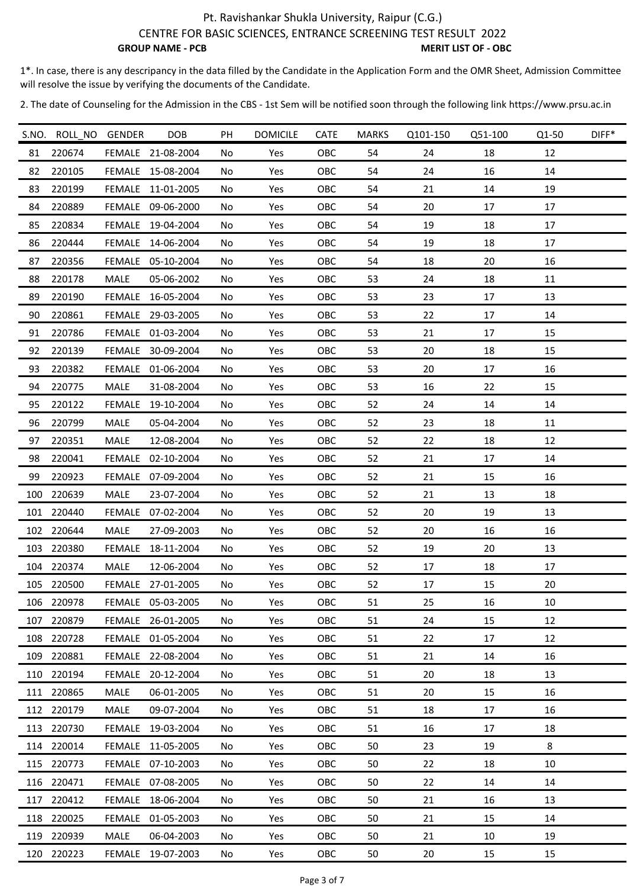Pt. Ravishankar Shukla University, Raipur (C.G.)

CENTRE FOR BASIC SCIENCES, ENTRANCE SCREENING TEST RESULT 2022

**GROUP NAME - PCB** **MERIT LIST OF - OBC**

1*. In case, there is any descripancy in the data filled by the Candidate in the Application Form and the OMR Sheet, Admission Committee will resolve the issue by verifying the documents of the Candidate.

2. The date of Counseling for the Admission in the CBS - 1st Sem will be notified soon through the following link https://www.prsu.ac.in

| S.NO. | ROLL_NO | GENDER | DOB | PH | DOMICILE | CATE | MARKS | Q101-150 | Q51-100 | Q1-50 | DIFF* |
|---|---|---|---|---|---|---|---|---|---|---|---|
| 81 | 220674 | FEMALE | 21-08-2004 | No | Yes | OBC | 54 | 24 | 18 | 12 | |
| 82 | 220105 | FEMALE | 15-08-2004 | No | Yes | OBC | 54 | 24 | 16 | 14 | |
| 83 | 220199 | FEMALE | 11-01-2005 | No | Yes | OBC | 54 | 21 | 14 | 19 | |
| 84 | 220889 | FEMALE | 09-06-2000 | No | Yes | OBC | 54 | 20 | 17 | 17 | |
| 85 | 220834 | FEMALE | 19-04-2004 | No | Yes | OBC | 54 | 19 | 18 | 17 | |
| 86 | 220444 | FEMALE | 14-06-2004 | No | Yes | OBC | 54 | 19 | 18 | 17 | |
| 87 | 220356 | FEMALE | 05-10-2004 | No | Yes | OBC | 54 | 18 | 20 | 16 | |
| 88 | 220178 | MALE | 05-06-2002 | No | Yes | OBC | 53 | 24 | 18 | 11 | |
| 89 | 220190 | FEMALE | 16-05-2004 | No | Yes | OBC | 53 | 23 | 17 | 13 | |
| 90 | 220861 | FEMALE | 29-03-2005 | No | Yes | OBC | 53 | 22 | 17 | 14 | |
| 91 | 220786 | FEMALE | 01-03-2004 | No | Yes | OBC | 53 | 21 | 17 | 15 | |
| 92 | 220139 | FEMALE | 30-09-2004 | No | Yes | OBC | 53 | 20 | 18 | 15 | |
| 93 | 220382 | FEMALE | 01-06-2004 | No | Yes | OBC | 53 | 20 | 17 | 16 | |
| 94 | 220775 | MALE | 31-08-2004 | No | Yes | OBC | 53 | 16 | 22 | 15 | |
| 95 | 220122 | FEMALE | 19-10-2004 | No | Yes | OBC | 52 | 24 | 14 | 14 | |
| 96 | 220799 | MALE | 05-04-2004 | No | Yes | OBC | 52 | 23 | 18 | 11 | |
| 97 | 220351 | MALE | 12-08-2004 | No | Yes | OBC | 52 | 22 | 18 | 12 | |
| 98 | 220041 | FEMALE | 02-10-2004 | No | Yes | OBC | 52 | 21 | 17 | 14 | |
| 99 | 220923 | FEMALE | 07-09-2004 | No | Yes | OBC | 52 | 21 | 15 | 16 | |
| 100 | 220639 | MALE | 23-07-2004 | No | Yes | OBC | 52 | 21 | 13 | 18 | |
| 101 | 220440 | FEMALE | 07-02-2004 | No | Yes | OBC | 52 | 20 | 19 | 13 | |
| 102 | 220644 | MALE | 27-09-2003 | No | Yes | OBC | 52 | 20 | 16 | 16 | |
| 103 | 220380 | FEMALE | 18-11-2004 | No | Yes | OBC | 52 | 19 | 20 | 13 | |
| 104 | 220374 | MALE | 12-06-2004 | No | Yes | OBC | 52 | 17 | 18 | 17 | |
| 105 | 220500 | FEMALE | 27-01-2005 | No | Yes | OBC | 52 | 17 | 15 | 20 | |
| 106 | 220978 | FEMALE | 05-03-2005 | No | Yes | OBC | 51 | 25 | 16 | 10 | |
| 107 | 220879 | FEMALE | 26-01-2005 | No | Yes | OBC | 51 | 24 | 15 | 12 | |
| 108 | 220728 | FEMALE | 01-05-2004 | No | Yes | OBC | 51 | 22 | 17 | 12 | |
| 109 | 220881 | FEMALE | 22-08-2004 | No | Yes | OBC | 51 | 21 | 14 | 16 | |
| 110 | 220194 | FEMALE | 20-12-2004 | No | Yes | OBC | 51 | 20 | 18 | 13 | |
| 111 | 220865 | MALE | 06-01-2005 | No | Yes | OBC | 51 | 20 | 15 | 16 | |
| 112 | 220179 | MALE | 09-07-2004 | No | Yes | OBC | 51 | 18 | 17 | 16 | |
| 113 | 220730 | FEMALE | 19-03-2004 | No | Yes | OBC | 51 | 16 | 17 | 18 | |
| 114 | 220014 | FEMALE | 11-05-2005 | No | Yes | OBC | 50 | 23 | 19 | 8 | |
| 115 | 220773 | FEMALE | 07-10-2003 | No | Yes | OBC | 50 | 22 | 18 | 10 | |
| 116 | 220471 | FEMALE | 07-08-2005 | No | Yes | OBC | 50 | 22 | 14 | 14 | |
| 117 | 220412 | FEMALE | 18-06-2004 | No | Yes | OBC | 50 | 21 | 16 | 13 | |
| 118 | 220025 | FEMALE | 01-05-2003 | No | Yes | OBC | 50 | 21 | 15 | 14 | |
| 119 | 220939 | MALE | 06-04-2003 | No | Yes | OBC | 50 | 21 | 10 | 19 | |
| 120 | 220223 | FEMALE | 19-07-2003 | No | Yes | OBC | 50 | 20 | 15 | 15 | |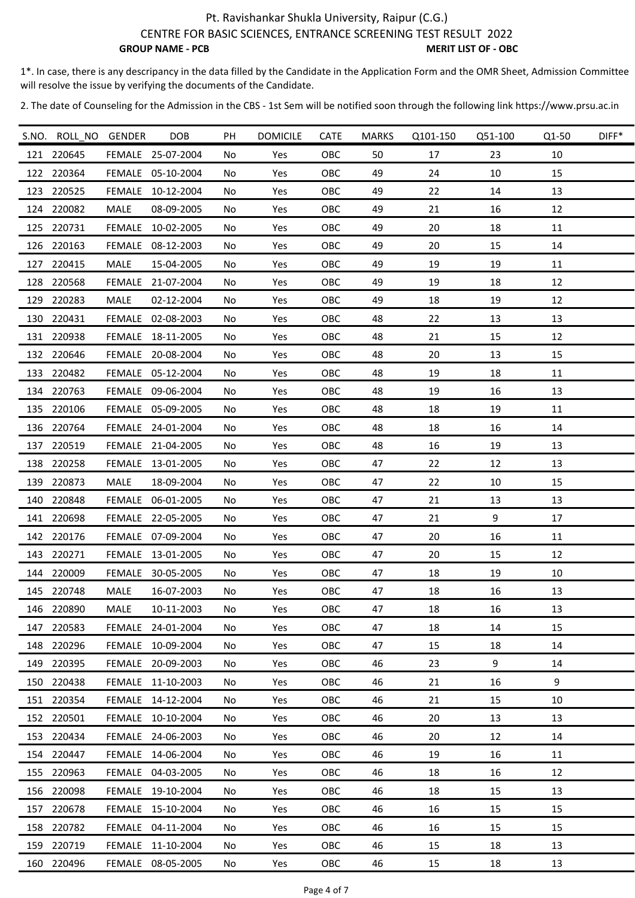Pt. Ravishankar Shukla University, Raipur (C.G.)

CENTRE FOR BASIC SCIENCES, ENTRANCE SCREENING TEST RESULT 2022

**GROUP NAME - PCB** **MERIT LIST OF - OBC**

1*. In case, there is any descripancy in the data filled by the Candidate in the Application Form and the OMR Sheet, Admission Committee will resolve the issue by verifying the documents of the Candidate.

2. The date of Counseling for the Admission in the CBS - 1st Sem will be notified soon through the following link https://www.prsu.ac.in

| S.NO. | ROLL_NO | GENDER | DOB | PH | DOMICILE | CATE | MARKS | Q101-150 | Q51-100 | Q1-50 | DIFF* |
|---|---|---|---|---|---|---|---|---|---|---|---|
| 121 | 220645 | FEMALE | 25-07-2004 | No | Yes | OBC | 50 | 17 | 23 | 10 | |
| 122 | 220364 | FEMALE | 05-10-2004 | No | Yes | OBC | 49 | 24 | 10 | 15 | |
| 123 | 220525 | FEMALE | 10-12-2004 | No | Yes | OBC | 49 | 22 | 14 | 13 | |
| 124 | 220082 | MALE | 08-09-2005 | No | Yes | OBC | 49 | 21 | 16 | 12 | |
| 125 | 220731 | FEMALE | 10-02-2005 | No | Yes | OBC | 49 | 20 | 18 | 11 | |
| 126 | 220163 | FEMALE | 08-12-2003 | No | Yes | OBC | 49 | 20 | 15 | 14 | |
| 127 | 220415 | MALE | 15-04-2005 | No | Yes | OBC | 49 | 19 | 19 | 11 | |
| 128 | 220568 | FEMALE | 21-07-2004 | No | Yes | OBC | 49 | 19 | 18 | 12 | |
| 129 | 220283 | MALE | 02-12-2004 | No | Yes | OBC | 49 | 18 | 19 | 12 | |
| 130 | 220431 | FEMALE | 02-08-2003 | No | Yes | OBC | 48 | 22 | 13 | 13 | |
| 131 | 220938 | FEMALE | 18-11-2005 | No | Yes | OBC | 48 | 21 | 15 | 12 | |
| 132 | 220646 | FEMALE | 20-08-2004 | No | Yes | OBC | 48 | 20 | 13 | 15 | |
| 133 | 220482 | FEMALE | 05-12-2004 | No | Yes | OBC | 48 | 19 | 18 | 11 | |
| 134 | 220763 | FEMALE | 09-06-2004 | No | Yes | OBC | 48 | 19 | 16 | 13 | |
| 135 | 220106 | FEMALE | 05-09-2005 | No | Yes | OBC | 48 | 18 | 19 | 11 | |
| 136 | 220764 | FEMALE | 24-01-2004 | No | Yes | OBC | 48 | 18 | 16 | 14 | |
| 137 | 220519 | FEMALE | 21-04-2005 | No | Yes | OBC | 48 | 16 | 19 | 13 | |
| 138 | 220258 | FEMALE | 13-01-2005 | No | Yes | OBC | 47 | 22 | 12 | 13 | |
| 139 | 220873 | MALE | 18-09-2004 | No | Yes | OBC | 47 | 22 | 10 | 15 | |
| 140 | 220848 | FEMALE | 06-01-2005 | No | Yes | OBC | 47 | 21 | 13 | 13 | |
| 141 | 220698 | FEMALE | 22-05-2005 | No | Yes | OBC | 47 | 21 | 9 | 17 | |
| 142 | 220176 | FEMALE | 07-09-2004 | No | Yes | OBC | 47 | 20 | 16 | 11 | |
| 143 | 220271 | FEMALE | 13-01-2005 | No | Yes | OBC | 47 | 20 | 15 | 12 | |
| 144 | 220009 | FEMALE | 30-05-2005 | No | Yes | OBC | 47 | 18 | 19 | 10 | |
| 145 | 220748 | MALE | 16-07-2003 | No | Yes | OBC | 47 | 18 | 16 | 13 | |
| 146 | 220890 | MALE | 10-11-2003 | No | Yes | OBC | 47 | 18 | 16 | 13 | |
| 147 | 220583 | FEMALE | 24-01-2004 | No | Yes | OBC | 47 | 18 | 14 | 15 | |
| 148 | 220296 | FEMALE | 10-09-2004 | No | Yes | OBC | 47 | 15 | 18 | 14 | |
| 149 | 220395 | FEMALE | 20-09-2003 | No | Yes | OBC | 46 | 23 | 9 | 14 | |
| 150 | 220438 | FEMALE | 11-10-2003 | No | Yes | OBC | 46 | 21 | 16 | 9 | |
| 151 | 220354 | FEMALE | 14-12-2004 | No | Yes | OBC | 46 | 21 | 15 | 10 | |
| 152 | 220501 | FEMALE | 10-10-2004 | No | Yes | OBC | 46 | 20 | 13 | 13 | |
| 153 | 220434 | FEMALE | 24-06-2003 | No | Yes | OBC | 46 | 20 | 12 | 14 | |
| 154 | 220447 | FEMALE | 14-06-2004 | No | Yes | OBC | 46 | 19 | 16 | 11 | |
| 155 | 220963 | FEMALE | 04-03-2005 | No | Yes | OBC | 46 | 18 | 16 | 12 | |
| 156 | 220098 | FEMALE | 19-10-2004 | No | Yes | OBC | 46 | 18 | 15 | 13 | |
| 157 | 220678 | FEMALE | 15-10-2004 | No | Yes | OBC | 46 | 16 | 15 | 15 | |
| 158 | 220782 | FEMALE | 04-11-2004 | No | Yes | OBC | 46 | 16 | 15 | 15 | |
| 159 | 220719 | FEMALE | 11-10-2004 | No | Yes | OBC | 46 | 15 | 18 | 13 | |
| 160 | 220496 | FEMALE | 08-05-2005 | No | Yes | OBC | 46 | 15 | 18 | 13 | |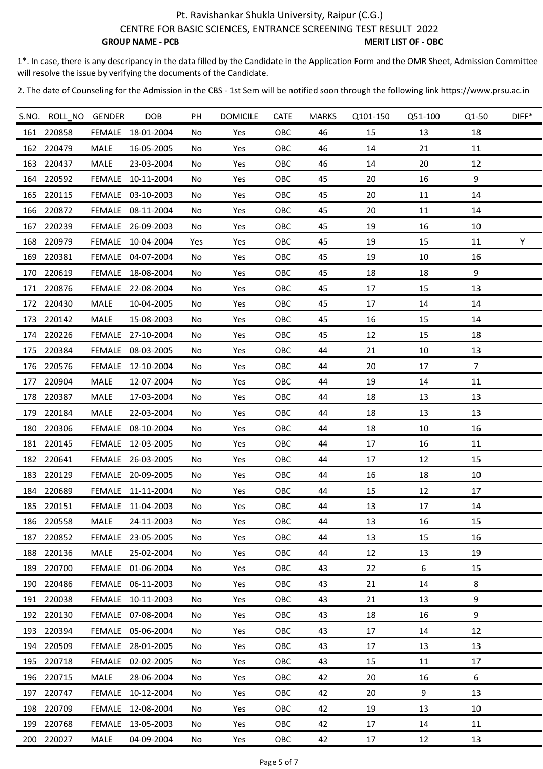Pt. Ravishankar Shukla University, Raipur (C.G.)

CENTRE FOR BASIC SCIENCES, ENTRANCE SCREENING TEST RESULT 2022

**GROUP NAME - PCB** **MERIT LIST OF - OBC**

1*. In case, there is any descripancy in the data filled by the Candidate in the Application Form and the OMR Sheet, Admission Committee will resolve the issue by verifying the documents of the Candidate.

2. The date of Counseling for the Admission in the CBS - 1st Sem will be notified soon through the following link https://www.prsu.ac.in

| S.NO. | ROLL_NO | GENDER | DOB | PH | DOMICILE | CATE | MARKS | Q101-150 | Q51-100 | Q1-50 | DIFF* |
|---|---|---|---|---|---|---|---|---|---|---|---|
| 161 | 220858 | FEMALE | 18-01-2004 | No | Yes | OBC | 46 | 15 | 13 | 18 | |
| 162 | 220479 | MALE | 16-05-2005 | No | Yes | OBC | 46 | 14 | 21 | 11 | |
| 163 | 220437 | MALE | 23-03-2004 | No | Yes | OBC | 46 | 14 | 20 | 12 | |
| 164 | 220592 | FEMALE | 10-11-2004 | No | Yes | OBC | 45 | 20 | 16 | 9 | |
| 165 | 220115 | FEMALE | 03-10-2003 | No | Yes | OBC | 45 | 20 | 11 | 14 | |
| 166 | 220872 | FEMALE | 08-11-2004 | No | Yes | OBC | 45 | 20 | 11 | 14 | |
| 167 | 220239 | FEMALE | 26-09-2003 | No | Yes | OBC | 45 | 19 | 16 | 10 | |
| 168 | 220979 | FEMALE | 10-04-2004 | Yes | Yes | OBC | 45 | 19 | 15 | 11 | Y |
| 169 | 220381 | FEMALE | 04-07-2004 | No | Yes | OBC | 45 | 19 | 10 | 16 | |
| 170 | 220619 | FEMALE | 18-08-2004 | No | Yes | OBC | 45 | 18 | 18 | 9 | |
| 171 | 220876 | FEMALE | 22-08-2004 | No | Yes | OBC | 45 | 17 | 15 | 13 | |
| 172 | 220430 | MALE | 10-04-2005 | No | Yes | OBC | 45 | 17 | 14 | 14 | |
| 173 | 220142 | MALE | 15-08-2003 | No | Yes | OBC | 45 | 16 | 15 | 14 | |
| 174 | 220226 | FEMALE | 27-10-2004 | No | Yes | OBC | 45 | 12 | 15 | 18 | |
| 175 | 220384 | FEMALE | 08-03-2005 | No | Yes | OBC | 44 | 21 | 10 | 13 | |
| 176 | 220576 | FEMALE | 12-10-2004 | No | Yes | OBC | 44 | 20 | 17 | 7 | |
| 177 | 220904 | MALE | 12-07-2004 | No | Yes | OBC | 44 | 19 | 14 | 11 | |
| 178 | 220387 | MALE | 17-03-2004 | No | Yes | OBC | 44 | 18 | 13 | 13 | |
| 179 | 220184 | MALE | 22-03-2004 | No | Yes | OBC | 44 | 18 | 13 | 13 | |
| 180 | 220306 | FEMALE | 08-10-2004 | No | Yes | OBC | 44 | 18 | 10 | 16 | |
| 181 | 220145 | FEMALE | 12-03-2005 | No | Yes | OBC | 44 | 17 | 16 | 11 | |
| 182 | 220641 | FEMALE | 26-03-2005 | No | Yes | OBC | 44 | 17 | 12 | 15 | |
| 183 | 220129 | FEMALE | 20-09-2005 | No | Yes | OBC | 44 | 16 | 18 | 10 | |
| 184 | 220689 | FEMALE | 11-11-2004 | No | Yes | OBC | 44 | 15 | 12 | 17 | |
| 185 | 220151 | FEMALE | 11-04-2003 | No | Yes | OBC | 44 | 13 | 17 | 14 | |
| 186 | 220558 | MALE | 24-11-2003 | No | Yes | OBC | 44 | 13 | 16 | 15 | |
| 187 | 220852 | FEMALE | 23-05-2005 | No | Yes | OBC | 44 | 13 | 15 | 16 | |
| 188 | 220136 | MALE | 25-02-2004 | No | Yes | OBC | 44 | 12 | 13 | 19 | |
| 189 | 220700 | FEMALE | 01-06-2004 | No | Yes | OBC | 43 | 22 | 6 | 15 | |
| 190 | 220486 | FEMALE | 06-11-2003 | No | Yes | OBC | 43 | 21 | 14 | 8 | |
| 191 | 220038 | FEMALE | 10-11-2003 | No | Yes | OBC | 43 | 21 | 13 | 9 | |
| 192 | 220130 | FEMALE | 07-08-2004 | No | Yes | OBC | 43 | 18 | 16 | 9 | |
| 193 | 220394 | FEMALE | 05-06-2004 | No | Yes | OBC | 43 | 17 | 14 | 12 | |
| 194 | 220509 | FEMALE | 28-01-2005 | No | Yes | OBC | 43 | 17 | 13 | 13 | |
| 195 | 220718 | FEMALE | 02-02-2005 | No | Yes | OBC | 43 | 15 | 11 | 17 | |
| 196 | 220715 | MALE | 28-06-2004 | No | Yes | OBC | 42 | 20 | 16 | 6 | |
| 197 | 220747 | FEMALE | 10-12-2004 | No | Yes | OBC | 42 | 20 | 9 | 13 | |
| 198 | 220709 | FEMALE | 12-08-2004 | No | Yes | OBC | 42 | 19 | 13 | 10 | |
| 199 | 220768 | FEMALE | 13-05-2003 | No | Yes | OBC | 42 | 17 | 14 | 11 | |
| 200 | 220027 | MALE | 04-09-2004 | No | Yes | OBC | 42 | 17 | 12 | 13 | |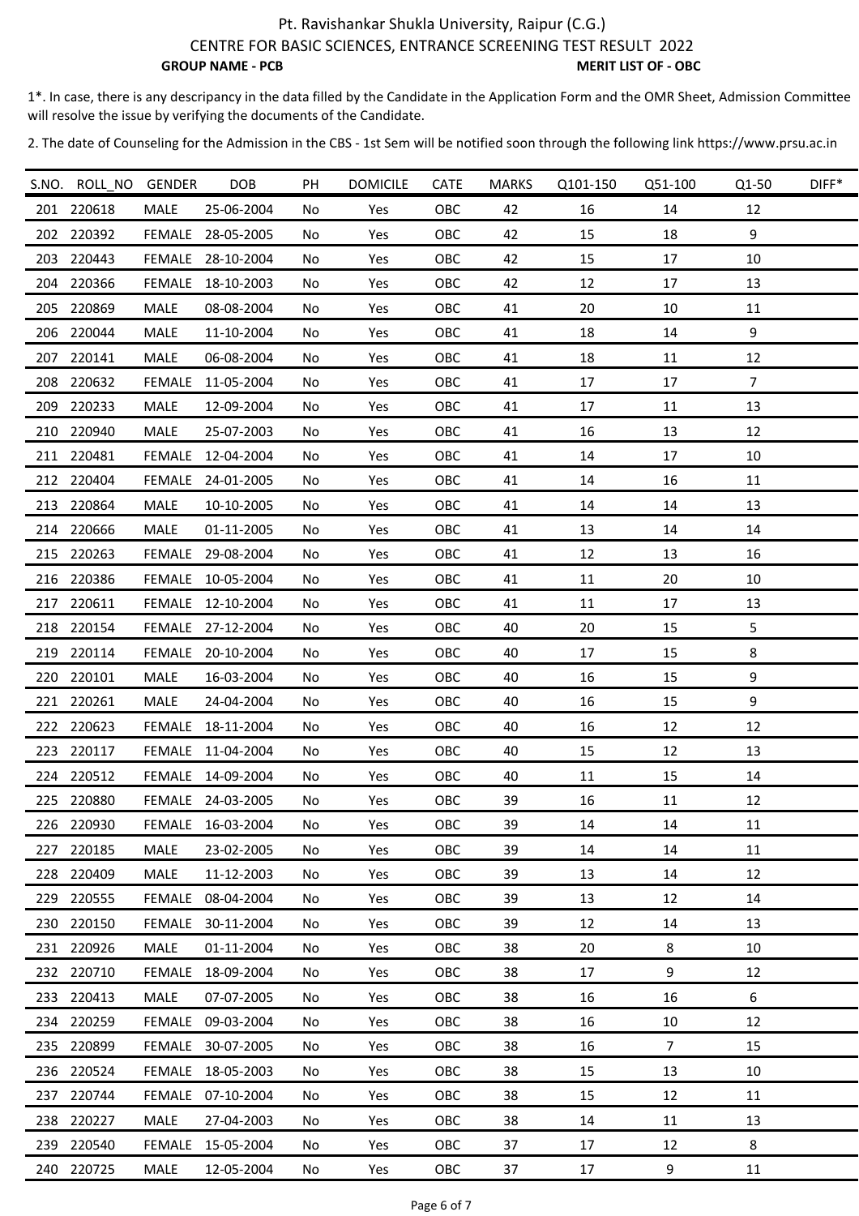Pt. Ravishankar Shukla University, Raipur (C.G.)

CENTRE FOR BASIC SCIENCES, ENTRANCE SCREENING TEST RESULT 2022

**GROUP NAME - PCB** **MERIT LIST OF - OBC**

1*. In case, there is any descripancy in the data filled by the Candidate in the Application Form and the OMR Sheet, Admission Committee will resolve the issue by verifying the documents of the Candidate.

2. The date of Counseling for the Admission in the CBS - 1st Sem will be notified soon through the following link https://www.prsu.ac.in

| S.NO. | ROLL_NO | GENDER | DOB | PH | DOMICILE | CATE | MARKS | Q101-150 | Q51-100 | Q1-50 | DIFF* |
|---|---|---|---|---|---|---|---|---|---|---|---|
| 201 | 220618 | MALE | 25-06-2004 | No | Yes | OBC | 42 | 16 | 14 | 12 | |
| 202 | 220392 | FEMALE | 28-05-2005 | No | Yes | OBC | 42 | 15 | 18 | 9 | |
| 203 | 220443 | FEMALE | 28-10-2004 | No | Yes | OBC | 42 | 15 | 17 | 10 | |
| 204 | 220366 | FEMALE | 18-10-2003 | No | Yes | OBC | 42 | 12 | 17 | 13 | |
| 205 | 220869 | MALE | 08-08-2004 | No | Yes | OBC | 41 | 20 | 10 | 11 | |
| 206 | 220044 | MALE | 11-10-2004 | No | Yes | OBC | 41 | 18 | 14 | 9 | |
| 207 | 220141 | MALE | 06-08-2004 | No | Yes | OBC | 41 | 18 | 11 | 12 | |
| 208 | 220632 | FEMALE | 11-05-2004 | No | Yes | OBC | 41 | 17 | 17 | 7 | |
| 209 | 220233 | MALE | 12-09-2004 | No | Yes | OBC | 41 | 17 | 11 | 13 | |
| 210 | 220940 | MALE | 25-07-2003 | No | Yes | OBC | 41 | 16 | 13 | 12 | |
| 211 | 220481 | FEMALE | 12-04-2004 | No | Yes | OBC | 41 | 14 | 17 | 10 | |
| 212 | 220404 | FEMALE | 24-01-2005 | No | Yes | OBC | 41 | 14 | 16 | 11 | |
| 213 | 220864 | MALE | 10-10-2005 | No | Yes | OBC | 41 | 14 | 14 | 13 | |
| 214 | 220666 | MALE | 01-11-2005 | No | Yes | OBC | 41 | 13 | 14 | 14 | |
| 215 | 220263 | FEMALE | 29-08-2004 | No | Yes | OBC | 41 | 12 | 13 | 16 | |
| 216 | 220386 | FEMALE | 10-05-2004 | No | Yes | OBC | 41 | 11 | 20 | 10 | |
| 217 | 220611 | FEMALE | 12-10-2004 | No | Yes | OBC | 41 | 11 | 17 | 13 | |
| 218 | 220154 | FEMALE | 27-12-2004 | No | Yes | OBC | 40 | 20 | 15 | 5 | |
| 219 | 220114 | FEMALE | 20-10-2004 | No | Yes | OBC | 40 | 17 | 15 | 8 | |
| 220 | 220101 | MALE | 16-03-2004 | No | Yes | OBC | 40 | 16 | 15 | 9 | |
| 221 | 220261 | MALE | 24-04-2004 | No | Yes | OBC | 40 | 16 | 15 | 9 | |
| 222 | 220623 | FEMALE | 18-11-2004 | No | Yes | OBC | 40 | 16 | 12 | 12 | |
| 223 | 220117 | FEMALE | 11-04-2004 | No | Yes | OBC | 40 | 15 | 12 | 13 | |
| 224 | 220512 | FEMALE | 14-09-2004 | No | Yes | OBC | 40 | 11 | 15 | 14 | |
| 225 | 220880 | FEMALE | 24-03-2005 | No | Yes | OBC | 39 | 16 | 11 | 12 | |
| 226 | 220930 | FEMALE | 16-03-2004 | No | Yes | OBC | 39 | 14 | 14 | 11 | |
| 227 | 220185 | MALE | 23-02-2005 | No | Yes | OBC | 39 | 14 | 14 | 11 | |
| 228 | 220409 | MALE | 11-12-2003 | No | Yes | OBC | 39 | 13 | 14 | 12 | |
| 229 | 220555 | FEMALE | 08-04-2004 | No | Yes | OBC | 39 | 13 | 12 | 14 | |
| 230 | 220150 | FEMALE | 30-11-2004 | No | Yes | OBC | 39 | 12 | 14 | 13 | |
| 231 | 220926 | MALE | 01-11-2004 | No | Yes | OBC | 38 | 20 | 8 | 10 | |
| 232 | 220710 | FEMALE | 18-09-2004 | No | Yes | OBC | 38 | 17 | 9 | 12 | |
| 233 | 220413 | MALE | 07-07-2005 | No | Yes | OBC | 38 | 16 | 16 | 6 | |
| 234 | 220259 | FEMALE | 09-03-2004 | No | Yes | OBC | 38 | 16 | 10 | 12 | |
| 235 | 220899 | FEMALE | 30-07-2005 | No | Yes | OBC | 38 | 16 | 7 | 15 | |
| 236 | 220524 | FEMALE | 18-05-2003 | No | Yes | OBC | 38 | 15 | 13 | 10 | |
| 237 | 220744 | FEMALE | 07-10-2004 | No | Yes | OBC | 38 | 15 | 12 | 11 | |
| 238 | 220227 | MALE | 27-04-2003 | No | Yes | OBC | 38 | 14 | 11 | 13 | |
| 239 | 220540 | FEMALE | 15-05-2004 | No | Yes | OBC | 37 | 17 | 12 | 8 | |
| 240 | 220725 | MALE | 12-05-2004 | No | Yes | OBC | 37 | 17 | 9 | 11 | |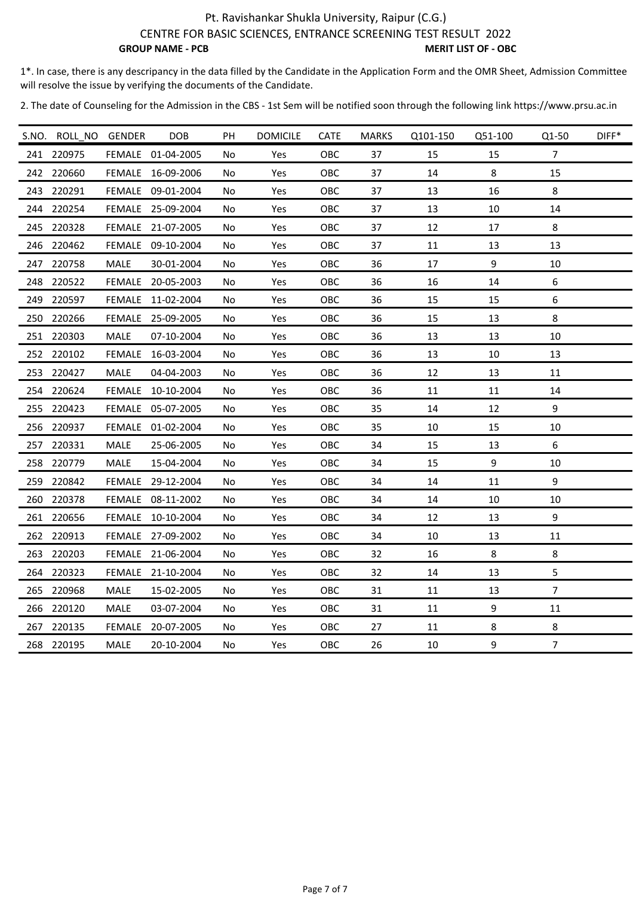Pt. Ravishankar Shukla University, Raipur (C.G.)

CENTRE FOR BASIC SCIENCES, ENTRANCE SCREENING TEST RESULT 2022

**GROUP NAME - PCB** **MERIT LIST OF - OBC**

1*. In case, there is any descripancy in the data filled by the Candidate in the Application Form and the OMR Sheet, Admission Committee will resolve the issue by verifying the documents of the Candidate.

2. The date of Counseling for the Admission in the CBS - 1st Sem will be notified soon through the following link https://www.prsu.ac.in

| S.NO. | ROLL_NO | GENDER | DOB | PH | DOMICILE | CATE | MARKS | Q101-150 | Q51-100 | Q1-50 | DIFF* |
|---|---|---|---|---|---|---|---|---|---|---|---|
| 241 | 220975 | FEMALE | 01-04-2005 | No | Yes | OBC | 37 | 15 | 15 | 7 | |
| 242 | 220660 | FEMALE | 16-09-2006 | No | Yes | OBC | 37 | 14 | 8 | 15 | |
| 243 | 220291 | FEMALE | 09-01-2004 | No | Yes | OBC | 37 | 13 | 16 | 8 | |
| 244 | 220254 | FEMALE | 25-09-2004 | No | Yes | OBC | 37 | 13 | 10 | 14 | |
| 245 | 220328 | FEMALE | 21-07-2005 | No | Yes | OBC | 37 | 12 | 17 | 8 | |
| 246 | 220462 | FEMALE | 09-10-2004 | No | Yes | OBC | 37 | 11 | 13 | 13 | |
| 247 | 220758 | MALE | 30-01-2004 | No | Yes | OBC | 36 | 17 | 9 | 10 | |
| 248 | 220522 | FEMALE | 20-05-2003 | No | Yes | OBC | 36 | 16 | 14 | 6 | |
| 249 | 220597 | FEMALE | 11-02-2004 | No | Yes | OBC | 36 | 15 | 15 | 6 | |
| 250 | 220266 | FEMALE | 25-09-2005 | No | Yes | OBC | 36 | 15 | 13 | 8 | |
| 251 | 220303 | MALE | 07-10-2004 | No | Yes | OBC | 36 | 13 | 13 | 10 | |
| 252 | 220102 | FEMALE | 16-03-2004 | No | Yes | OBC | 36 | 13 | 10 | 13 | |
| 253 | 220427 | MALE | 04-04-2003 | No | Yes | OBC | 36 | 12 | 13 | 11 | |
| 254 | 220624 | FEMALE | 10-10-2004 | No | Yes | OBC | 36 | 11 | 11 | 14 | |
| 255 | 220423 | FEMALE | 05-07-2005 | No | Yes | OBC | 35 | 14 | 12 | 9 | |
| 256 | 220937 | FEMALE | 01-02-2004 | No | Yes | OBC | 35 | 10 | 15 | 10 | |
| 257 | 220331 | MALE | 25-06-2005 | No | Yes | OBC | 34 | 15 | 13 | 6 | |
| 258 | 220779 | MALE | 15-04-2004 | No | Yes | OBC | 34 | 15 | 9 | 10 | |
| 259 | 220842 | FEMALE | 29-12-2004 | No | Yes | OBC | 34 | 14 | 11 | 9 | |
| 260 | 220378 | FEMALE | 08-11-2002 | No | Yes | OBC | 34 | 14 | 10 | 10 | |
| 261 | 220656 | FEMALE | 10-10-2004 | No | Yes | OBC | 34 | 12 | 13 | 9 | |
| 262 | 220913 | FEMALE | 27-09-2002 | No | Yes | OBC | 34 | 10 | 13 | 11 | |
| 263 | 220203 | FEMALE | 21-06-2004 | No | Yes | OBC | 32 | 16 | 8 | 8 | |
| 264 | 220323 | FEMALE | 21-10-2004 | No | Yes | OBC | 32 | 14 | 13 | 5 | |
| 265 | 220968 | MALE | 15-02-2005 | No | Yes | OBC | 31 | 11 | 13 | 7 | |
| 266 | 220120 | MALE | 03-07-2004 | No | Yes | OBC | 31 | 11 | 9 | 11 | |
| 267 | 220135 | FEMALE | 20-07-2005 | No | Yes | OBC | 27 | 11 | 8 | 8 | |
| 268 | 220195 | MALE | 20-10-2004 | No | Yes | OBC | 26 | 10 | 9 | 7 | |